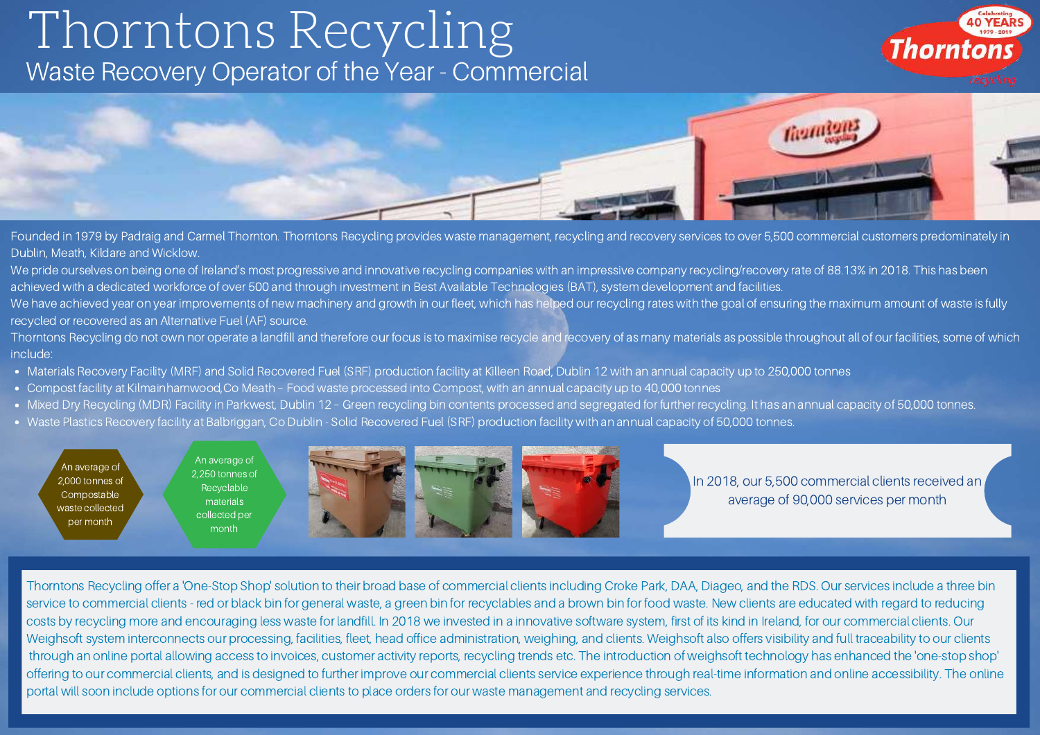# Thorntons Recycling

## Waste Recovery Operator of the Year - Commercial

Founded in 1979 by Padraig and Carmel Thornton. Thorntons Recycling provides waste management, recycling and recovery services to over 5,500 commercial customers predominately in Dublin, Meath, Kildare and Wicklow.

We pride ourselves on being one of Ireland's most progressive and innovative recycling companies with an impressive company recycling/recovery rate of 88.13% in 2018. This has been achieved with a dedicated workforce of over 500 and through investment in Best Available Technologies (BAT), system development and facilities.

We have achieved year on year improvements of new machinery and growth in our fleet, which has helped our recycling rates with the goal of ensuring the maximum amount of waste is fully recycled or recovered as an Alternative Fuel (AF) source.

Thorntons Recycling do not own nor operate a landfill and therefore our focus is to maximise recycle and recovery of as many materials as possible throughout all of our facilities, some of which include:

- Materials Recovery Facility (MRF) and Solid Recovered Fuel (SRF) production facility at Killeen Road, Dublin 12 with an annual capacity up to 250,000 tonnes
- Compost facility at Kilmainhamwood, Co Meath – Food waste processed into Compost, with an annual capacity up to 40,000 tonnes
- Mixed Dry Recycling (MDR) Facility in Parkwest, Dublin 12 – Green recycling bin contents processed and segregated for further recycling. It has an annual capacity of 50,000 tonnes.
- Waste Plastics Recovery facility at Balbriggan, Co Dublin - Solid Recovered Fuel (SRF) production facility with an annual capacity of 50,000 tonnes.

An average of 2,000 tonnes of Compostable waste collected per month

An average of 2,250 tonnes of Recyclable materials collected per month

In 2018, our 5,500 commercial clients received an average of 90,000 services per month

Thorntons Recycling offer a 'One-Stop Shop' solution to their broad base of commercial clients including Croke Park, DAA, Diageo, and the RDS. Our services include a three bin service to commercial clients - red or black bin for general waste, a green bin for recyclables and a brown bin for food waste. New clients are educated with regard to reducing costs by recycling more and encouraging less waste for landfill. In 2018 we invested in a innovative software system, first of its kind in Ireland, for our commercial clients. Our Weighsoft system interconnects our processing, facilities, fleet, head office administration, weighing, and clients. Weighsoft also offers visibility and full traceability to our clients through an online portal allowing access to invoices, customer activity reports, recycling trends etc. The introduction of weighsoft technology has enhanced the 'one-stop shop' offering to our commercial clients, and is designed to further improve our commercial clients service experience through real-time information and online accessibility. The online portal will soon include options for our commercial clients to place orders for our waste management and recycling services.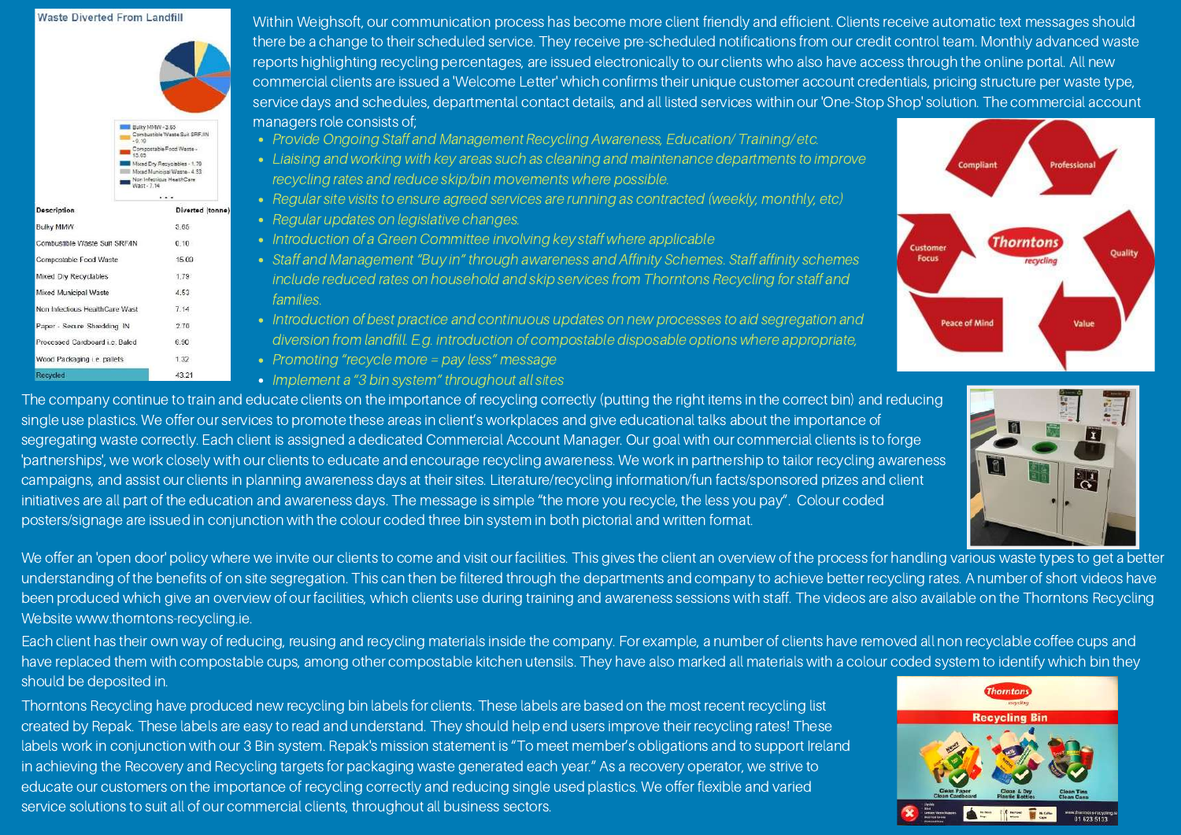Waste Diverted From Landfill

| Description | Diverted (tonne) |
| --- | --- |
| Bulky MMW | 3.65 |
| Combustible Waste Suit SRF/IN | 0.10 |
| Compostable Food Waste | 15.09 |
| Mixed Dry Recyclables | 1.79 |
| Mixed Municipal Waste | 4.53 |
| Non Infectious HealthCare Wast | 7.14 |
| Paper - Secure Shredding IN | 2.70 |
| Processed Cardboard i.e. Baled | 6.90 |
| Wood Packaging i.e. pallets | 1.32 |
| Recycled | 43.21 |

Within Weighsoft, our communication process has become more client friendly and efficient. Clients receive automatic text messages should there be a change to their scheduled service. They receive pre-scheduled notifications from our credit control team. Monthly advanced waste reports highlighting recycling percentages, are issued electronically to our clients who also have access through the online portal. All new commercial clients are issued a 'Welcome Letter' which confirms their unique customer account credentials, pricing structure per waste type, service days and schedules, departmental contact details, and all listed services within our 'One-Stop Shop' solution. The commercial account managers role consists of;

- *Provide Ongoing Staff and Management Recycling Awareness, Education/ Training/ etc.*
- *Liaising and working with key areas such as cleaning and maintenance departments to improve recycling rates and reduce skip/bin movements where possible.*
- *Regular site visits to ensure agreed services are running as contracted (weekly, monthly, etc)*
- *Regular updates on legislative changes.*
- *Introduction of a Green Committee involving key staff where applicable*
- *Staff and Management "Buy in" through awareness and Affinity Schemes. Staff affinity schemes include reduced rates on household and skip services from Thorntons Recycling for staff and families.*
- *Introduction of best practice and continuous updates on new processes to aid segregation and diversion from landfill. E.g. introduction of compostable disposable options where appropriate,*
- *Promoting "recycle more = pay less" message*
- *Implement a "3 bin system" throughout all sites*

The company continue to train and educate clients on the importance of recycling correctly (putting the right items in the correct bin) and reducing single use plastics. We offer our services to promote these areas in client's workplaces and give educational talks about the importance of segregating waste correctly. Each client is assigned a dedicated Commercial Account Manager. Our goal with our commercial clients is to forge 'partnerships', we work closely with our clients to educate and encourage recycling awareness. We work in partnership to tailor recycling awareness campaigns, and assist our clients in planning awareness days at their sites. Literature/recycling information/fun facts/sponsored prizes and client initiatives are all part of the education and awareness days. The message is simple "the more you recycle, the less you pay". Colour coded posters/signage are issued in conjunction with the colour coded three bin system in both pictorial and written format.

We offer an 'open door' policy where we invite our clients to come and visit our facilities. This gives the client an overview of the process for handling various waste types to get a better understanding of the benefits of on site segregation. This can then be filtered through the departments and company to achieve better recycling rates. A number of short videos have been produced which give an overview of our facilities, which clients use during training and awareness sessions with staff. The videos are also available on the Thorntons Recycling Website www.thorntons-recycling.ie.

Each client has their own way of reducing, reusing and recycling materials inside the company. For example, a number of clients have removed all non recyclable coffee cups and have replaced them with compostable cups, among other compostable kitchen utensils. They have also marked all materials with a colour coded system to identify which bin they should be deposited in.

Thorntons Recycling have produced new recycling bin labels for clients. These labels are based on the most recent recycling list created by Repak. These labels are easy to read and understand. They should help end users improve their recycling rates! These labels work in conjunction with our 3 Bin system. Repak's mission statement is "To meet member's obligations and to support Ireland in achieving the Recovery and Recycling targets for packaging waste generated each year." As a recovery operator, we strive to educate our customers on the importance of recycling correctly and reducing single used plastics. We offer flexible and varied service solutions to suit all of our commercial clients, throughout all business sectors.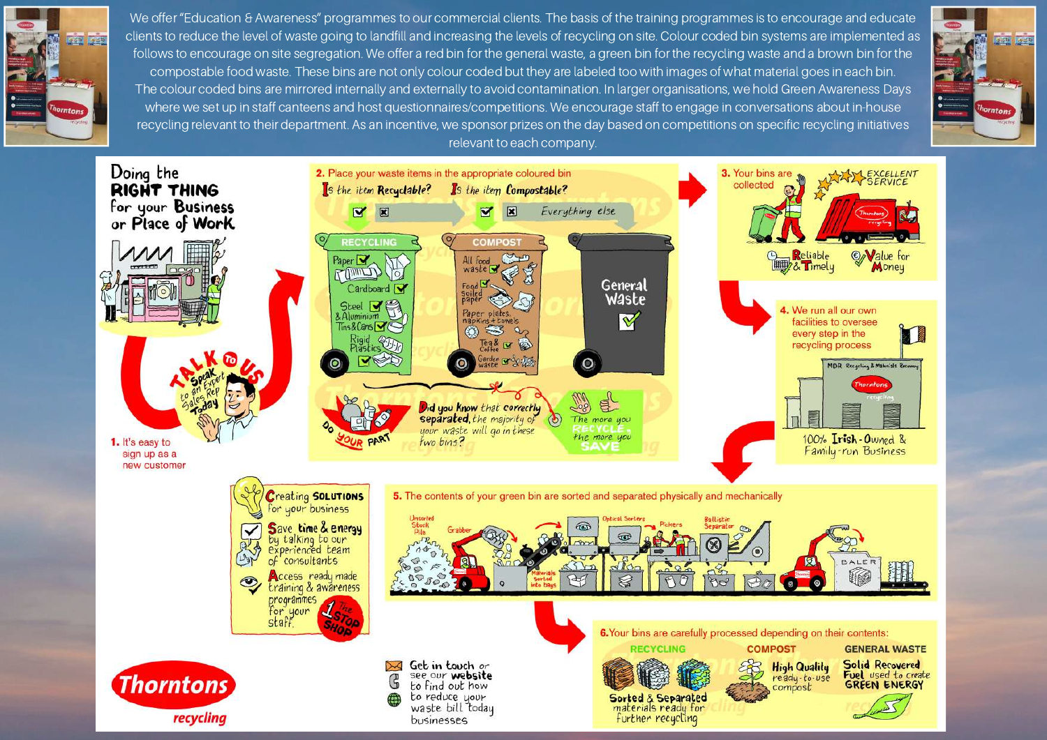We offer "Education & Awareness" programmes to our commercial clients. The basis of the training programmes is to encourage and educate clients to reduce the level of waste going to landfill and increasing the levels of recycling on site. Colour coded bin systems are implemented as follows to encourage on site segregation. We offer a red bin for the general waste, a green bin for the recycling waste and a brown bin for the compostable food waste. These bins are not only colour coded but they are labeled too with images of what material goes in each bin. The colour coded bins are mirrored internally and externally to avoid contamination. In larger organisations, we hold Green Awareness Days where we set up in staff canteens and host questionnaires/competitions. We encourage staff to engage in conversations about in-house recycling relevant to their department. As an incentive, we sponsor prizes on the day based on competitions on specific recycling initiatives relevant to each company.

# Doing the RIGHT THING for your Business or Place of Work

TALK TO US — Speak to an Expert Sales Rep Today

**1.** It's easy to sign up as a new customer

**2.** Place your waste items in the appropriate coloured bin

Is the item Recyclable? Is the item Compostable? Everything else

- **RECYCLING:** Paper, Cardboard, Steel & Aluminium Tins & Cans, Rigid Plastics
- **COMPOST:** All food waste, Food soiled paper, Paper plates, napkins + towels, Tea & Coffee, Garden waste
- **General Waste**

DO YOUR PART

Did you know that correctly separated, the majority of your waste will go in these two bins?

The more you RECYCLE, the more you SAVE

**3.** Your bins are collected

EXCELLENT SERVICE

Reliable & Timely — Value for Money

**4.** We run all our own facilities to oversee every step in the recycling process

MDR Recycling & Materials Recovery

100% Irish-Owned & Family-run Business

**5.** The contents of your green bin are sorted and separated physically and mechanically

Unsorted Stock Pile — Grabber — Materials Sorted into bays — Optical Sorters — Pickers — Ballistic Separator — BALER

**6.** Your bins are carefully processed depending on their contents:

- **RECYCLING:** Sorted & Separated materials ready for further recycling
- **COMPOST:** High Quality ready-to-use compost
- **GENERAL WASTE:** Solid Recovered Fuel used to create GREEN ENERGY

Creating SOLUTIONS for your business

Save time & energy by talking to our experienced team of consultants

Access ready made training & awareness programmes for your staff.

The 1 Stop Shop

Get in touch or see our website to find out how to reduce your waste bill today businesses

**Thorntons recycling**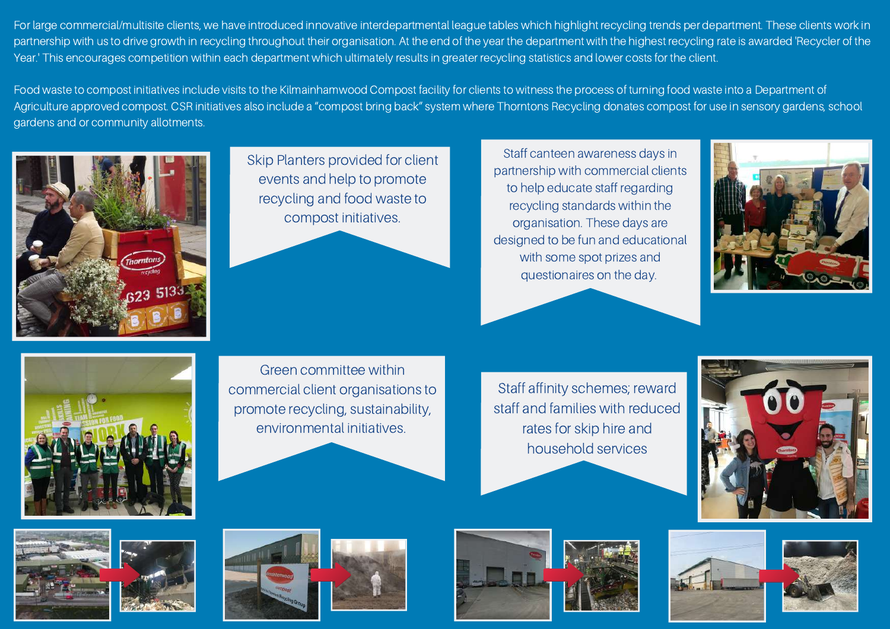For large commercial/multisite clients, we have introduced innovative interdepartmental league tables which highlight recycling trends per department. These clients work in partnership with us to drive growth in recycling throughout their organisation. At the end of the year the department with the highest recycling rate is awarded 'Recycler of the Year.' This encourages competition within each department which ultimately results in greater recycling statistics and lower costs for the client.

Food waste to compost initiatives include visits to the Kilmainhamwood Compost facility for clients to witness the process of turning food waste into a Department of Agriculture approved compost. CSR initiatives also include a "compost bring back" system where Thorntons Recycling donates compost for use in sensory gardens, school gardens and or community allotments.

Skip Planters provided for client events and help to promote recycling and food waste to compost initiatives.

Staff canteen awareness days in partnership with commercial clients to help educate staff regarding recycling standards within the organisation. These days are designed to be fun and educational with some spot prizes and questionaires on the day.

Green committee within commercial client organisations to promote recycling, sustainability, environmental initiatives.

Staff affinity schemes; reward staff and families with reduced rates for skip hire and household services